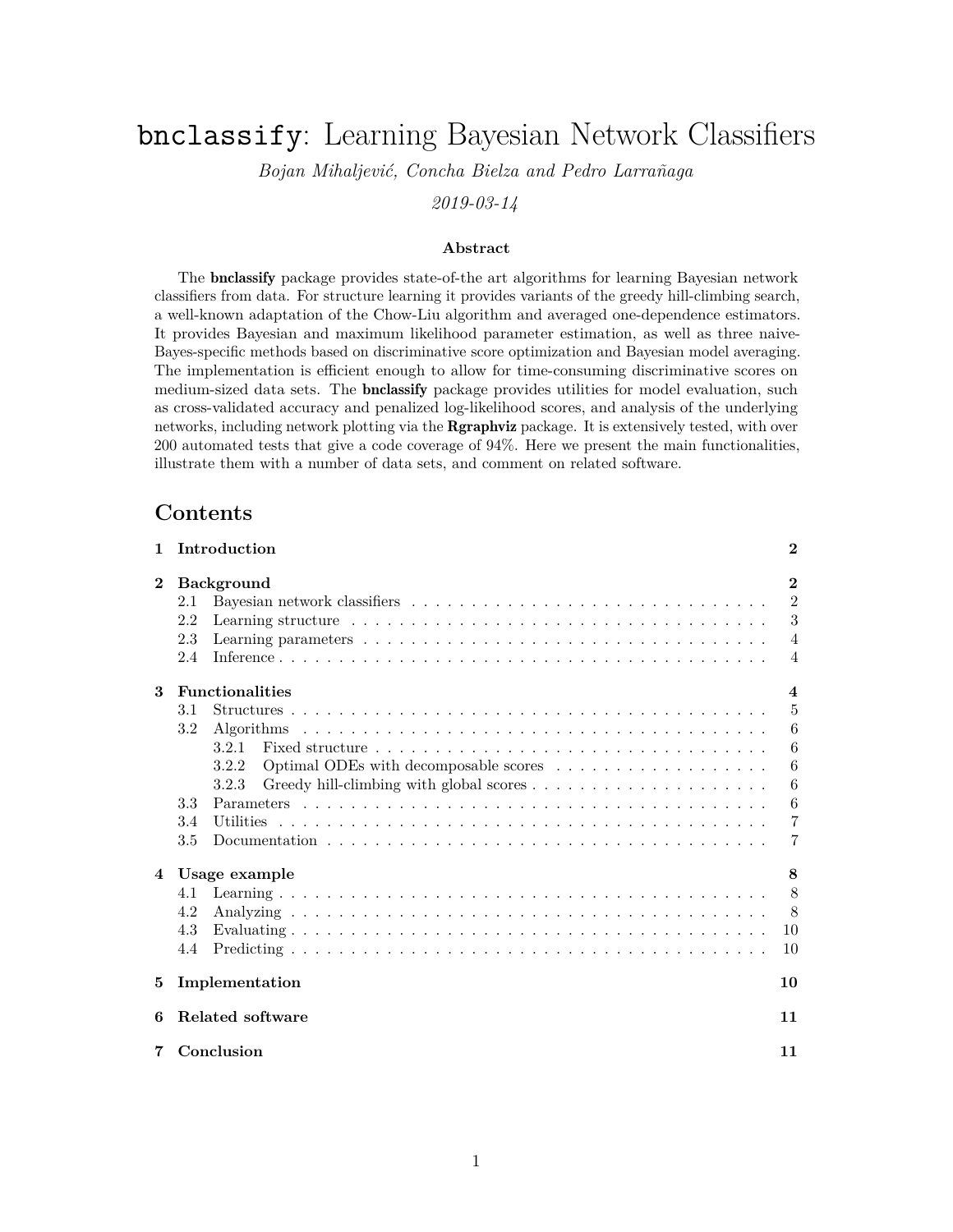# `bnclassify`: Learning Bayesian Network Classifiers

*Bojan Mihaljević, Concha Bielza and Pedro Larrañaga*

*2019-03-14*

### Abstract

The **bnclassify** package provides state-of-the art algorithms for learning Bayesian network classifiers from data. For structure learning it provides variants of the greedy hill-climbing search, a well-known adaptation of the Chow-Liu algorithm and averaged one-dependence estimators. It provides Bayesian and maximum likelihood parameter estimation, as well as three naive-Bayes-specific methods based on discriminative score optimization and Bayesian model averaging. The implementation is efficient enough to allow for time-consuming discriminative scores on medium-sized data sets. The **bnclassify** package provides utilities for model evaluation, such as cross-validated accuracy and penalized log-likelihood scores, and analysis of the underlying networks, including network plotting via the **Rgraphviz** package. It is extensively tested, with over 200 automated tests that give a code coverage of 94%. Here we present the main functionalities, illustrate them with a number of data sets, and comment on related software.

## Contents

- **1 Introduction** — 2
- **2 Background** — 2
  - 2.1 Bayesian network classifiers — 2
  - 2.2 Learning structure — 3
  - 2.3 Learning parameters — 4
  - 2.4 Inference — 4
- **3 Functionalities** — 4
  - 3.1 Structures — 5
  - 3.2 Algorithms — 6
    - 3.2.1 Fixed structure — 6
    - 3.2.2 Optimal ODEs with decomposable scores — 6
    - 3.2.3 Greedy hill-climbing with global scores — 6
  - 3.3 Parameters — 6
  - 3.4 Utilities — 7
  - 3.5 Documentation — 7
- **4 Usage example** — 8
  - 4.1 Learning — 8
  - 4.2 Analyzing — 8
  - 4.3 Evaluating — 10
  - 4.4 Predicting — 10
- **5 Implementation** — 10
- **6 Related software** — 11
- **7 Conclusion** — 11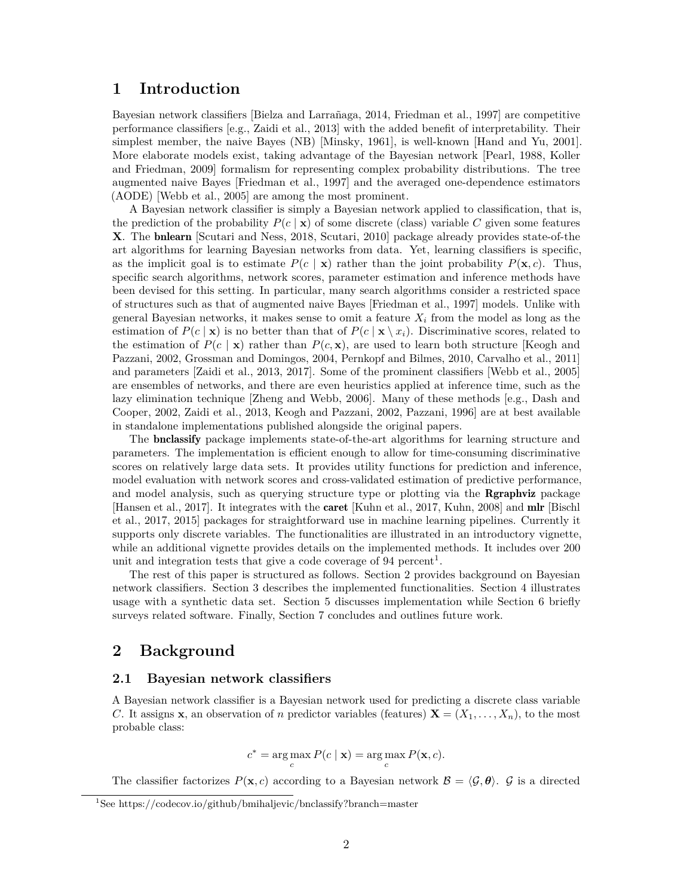# 1 Introduction

Bayesian network classifiers [Bielza and Larrañaga, 2014, Friedman et al., 1997] are competitive performance classifiers [e.g., Zaidi et al., 2013] with the added benefit of interpretability. Their simplest member, the naive Bayes (NB) [Minsky, 1961], is well-known [Hand and Yu, 2001]. More elaborate models exist, taking advantage of the Bayesian network [Pearl, 1988, Koller and Friedman, 2009] formalism for representing complex probability distributions. The tree augmented naive Bayes [Friedman et al., 1997] and the averaged one-dependence estimators (AODE) [Webb et al., 2005] are among the most prominent.

A Bayesian network classifier is simply a Bayesian network applied to classification, that is, the prediction of the probability $P(c \mid \mathbf{x})$ of some discrete (class) variable $C$ given some features $\mathbf{X}$. The **bnlearn** [Scutari and Ness, 2018, Scutari, 2010] package already provides state-of-the art algorithms for learning Bayesian networks from data. Yet, learning classifiers is specific, as the implicit goal is to estimate $P(c \mid \mathbf{x})$ rather than the joint probability $P(\mathbf{x}, c)$. Thus, specific search algorithms, network scores, parameter estimation and inference methods have been devised for this setting. In particular, many search algorithms consider a restricted space of structures such as that of augmented naive Bayes [Friedman et al., 1997] models. Unlike with general Bayesian networks, it makes sense to omit a feature $X_i$ from the model as long as the estimation of $P(c \mid \mathbf{x})$ is no better than that of $P(c \mid \mathbf{x} \setminus x_i)$. Discriminative scores, related to the estimation of $P(c \mid \mathbf{x})$ rather than $P(c, \mathbf{x})$, are used to learn both structure [Keogh and Pazzani, 2002, Grossman and Domingos, 2004, Pernkopf and Bilmes, 2010, Carvalho et al., 2011] and parameters [Zaidi et al., 2013, 2017]. Some of the prominent classifiers [Webb et al., 2005] are ensembles of networks, and there are even heuristics applied at inference time, such as the lazy elimination technique [Zheng and Webb, 2006]. Many of these methods [e.g., Dash and Cooper, 2002, Zaidi et al., 2013, Keogh and Pazzani, 2002, Pazzani, 1996] are at best available in standalone implementations published alongside the original papers.

The **bnclassify** package implements state-of-the-art algorithms for learning structure and parameters. The implementation is efficient enough to allow for time-consuming discriminative scores on relatively large data sets. It provides utility functions for prediction and inference, model evaluation with network scores and cross-validated estimation of predictive performance, and model analysis, such as querying structure type or plotting via the **Rgraphviz** package [Hansen et al., 2017]. It integrates with the **caret** [Kuhn et al., 2017, Kuhn, 2008] and **mlr** [Bischl et al., 2017, 2015] packages for straightforward use in machine learning pipelines. Currently it supports only discrete variables. The functionalities are illustrated in an introductory vignette, while an additional vignette provides details on the implemented methods. It includes over 200 unit and integration tests that give a code coverage of 94 percent[1].

The rest of this paper is structured as follows. Section 2 provides background on Bayesian network classifiers. Section 3 describes the implemented functionalities. Section 4 illustrates usage with a synthetic data set. Section 5 discusses implementation while Section 6 briefly surveys related software. Finally, Section 7 concludes and outlines future work.

# 2 Background

## 2.1 Bayesian network classifiers

A Bayesian network classifier is a Bayesian network used for predicting a discrete class variable $C$. It assigns $\mathbf{x}$, an observation of $n$ predictor variables (features) $\mathbf{X} = (X_1, \ldots, X_n)$, to the most probable class:

$$c^* = \arg\max_c P(c \mid \mathbf{x}) = \arg\max_c P(\mathbf{x}, c).$$

The classifier factorizes $P(\mathbf{x}, c)$ according to a Bayesian network $\mathcal{B} = \langle \mathcal{G}, \boldsymbol{\theta} \rangle$. $\mathcal{G}$ is a directed

[1] See https://codecov.io/github/bmihaljevic/bnclassify?branch=master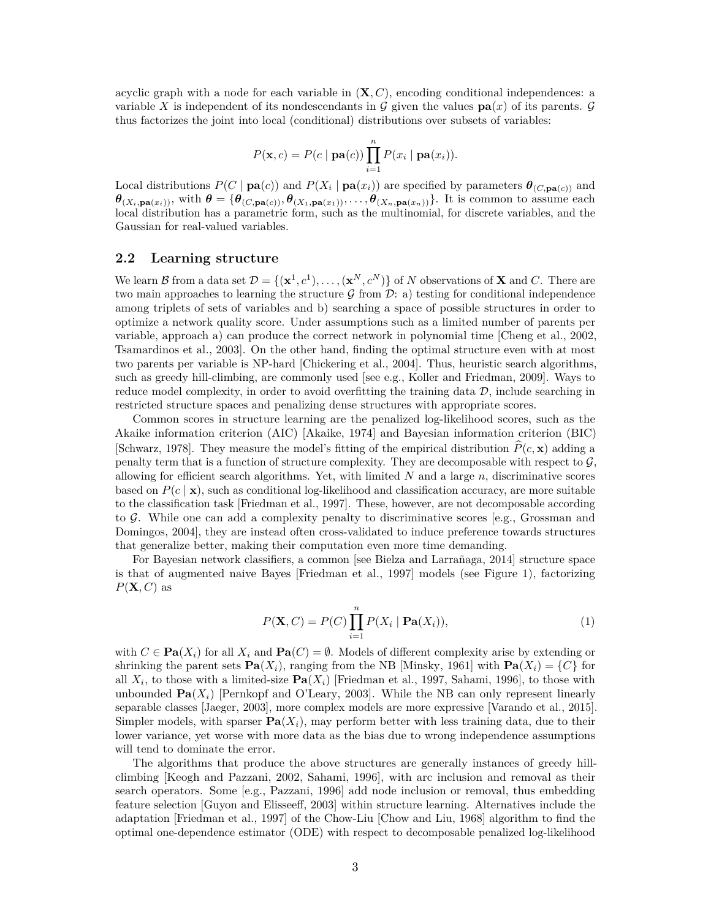acyclic graph with a node for each variable in $(\mathbf{X}, C)$, encoding conditional independences: a variable $X$ is independent of its nondescendants in $\mathcal{G}$ given the values $\mathbf{pa}(x)$ of its parents. $\mathcal{G}$ thus factorizes the joint into local (conditional) distributions over subsets of variables:

$$P(\mathbf{x}, c) = P(c \mid \mathbf{pa}(c)) \prod_{i=1}^{n} P(x_i \mid \mathbf{pa}(x_i)).$$

Local distributions $P(C \mid \mathbf{pa}(c))$ and $P(X_i \mid \mathbf{pa}(x_i))$ are specified by parameters $\boldsymbol{\theta}_{(C,\mathbf{pa}(c))}$ and $\boldsymbol{\theta}_{(X_i,\mathbf{pa}(x_i))}$, with $\boldsymbol{\theta} = \{\boldsymbol{\theta}_{(C,\mathbf{pa}(c))}, \boldsymbol{\theta}_{(X_1,\mathbf{pa}(x_1))}, \ldots, \boldsymbol{\theta}_{(X_n,\mathbf{pa}(x_n))}\}$. It is common to assume each local distribution has a parametric form, such as the multinomial, for discrete variables, and the Gaussian for real-valued variables.

## 2.2 Learning structure

We learn $\mathcal{B}$ from a data set $\mathcal{D} = \{(\mathbf{x}^1, c^1), \ldots, (\mathbf{x}^N, c^N)\}$ of $N$ observations of $\mathbf{X}$ and $C$. There are two main approaches to learning the structure $\mathcal{G}$ from $\mathcal{D}$: a) testing for conditional independence among triplets of sets of variables and b) searching a space of possible structures in order to optimize a network quality score. Under assumptions such as a limited number of parents per variable, approach a) can produce the correct network in polynomial time [Cheng et al., 2002, Tsamardinos et al., 2003]. On the other hand, finding the optimal structure even with at most two parents per variable is NP-hard [Chickering et al., 2004]. Thus, heuristic search algorithms, such as greedy hill-climbing, are commonly used [see e.g., Koller and Friedman, 2009]. Ways to reduce model complexity, in order to avoid overfitting the training data $\mathcal{D}$, include searching in restricted structure spaces and penalizing dense structures with appropriate scores.

Common scores in structure learning are the penalized log-likelihood scores, such as the Akaike information criterion (AIC) [Akaike, 1974] and Bayesian information criterion (BIC) [Schwarz, 1978]. They measure the model's fitting of the empirical distribution $\widehat{P}(c, \mathbf{x})$ adding a penalty term that is a function of structure complexity. They are decomposable with respect to $\mathcal{G}$, allowing for efficient search algorithms. Yet, with limited $N$ and a large $n$, discriminative scores based on $P(c \mid \mathbf{x})$, such as conditional log-likelihood and classification accuracy, are more suitable to the classification task [Friedman et al., 1997]. These, however, are not decomposable according to $\mathcal{G}$. While one can add a complexity penalty to discriminative scores [e.g., Grossman and Domingos, 2004], they are instead often cross-validated to induce preference towards structures that generalize better, making their computation even more time demanding.

For Bayesian network classifiers, a common [see Bielza and Larrañaga, 2014] structure space is that of augmented naive Bayes [Friedman et al., 1997] models (see Figure 1), factorizing $P(\mathbf{X}, C)$ as

$$P(\mathbf{X}, C) = P(C) \prod_{i=1}^{n} P(X_i \mid \mathbf{Pa}(X_i)), \tag{1}$$

with $C \in \mathbf{Pa}(X_i)$ for all $X_i$ and $\mathbf{Pa}(C) = \emptyset$. Models of different complexity arise by extending or shrinking the parent sets $\mathbf{Pa}(X_i)$, ranging from the NB [Minsky, 1961] with $\mathbf{Pa}(X_i) = \{C\}$ for all $X_i$, to those with a limited-size $\mathbf{Pa}(X_i)$ [Friedman et al., 1997, Sahami, 1996], to those with unbounded $\mathbf{Pa}(X_i)$ [Pernkopf and O'Leary, 2003]. While the NB can only represent linearly separable classes [Jaeger, 2003], more complex models are more expressive [Varando et al., 2015]. Simpler models, with sparser $\mathbf{Pa}(X_i)$, may perform better with less training data, due to their lower variance, yet worse with more data as the bias due to wrong independence assumptions will tend to dominate the error.

The algorithms that produce the above structures are generally instances of greedy hill-climbing [Keogh and Pazzani, 2002, Sahami, 1996], with arc inclusion and removal as their search operators. Some [e.g., Pazzani, 1996] add node inclusion or removal, thus embedding feature selection [Guyon and Elisseeff, 2003] within structure learning. Alternatives include the adaptation [Friedman et al., 1997] of the Chow-Liu [Chow and Liu, 1968] algorithm to find the optimal one-dependence estimator (ODE) with respect to decomposable penalized log-likelihood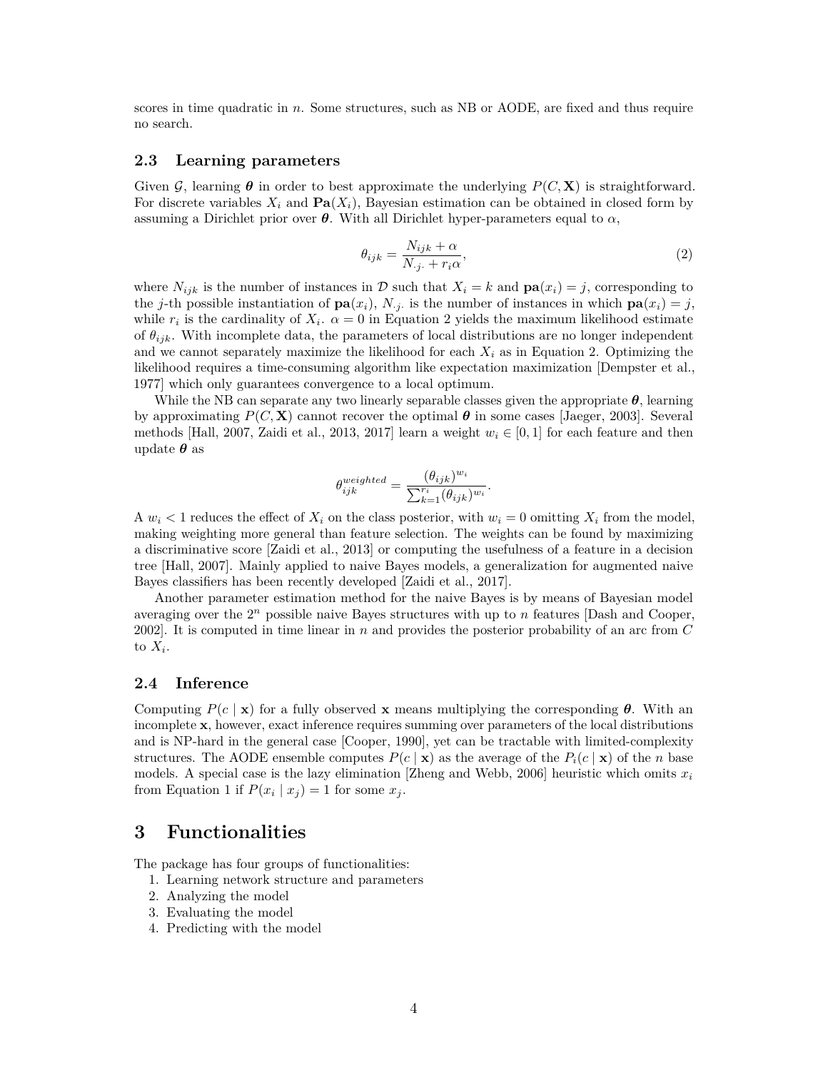scores in time quadratic in $n$. Some structures, such as NB or AODE, are fixed and thus require no search.

### 2.3 Learning parameters

Given $\mathcal{G}$, learning $\boldsymbol{\theta}$ in order to best approximate the underlying $P(C, \mathbf{X})$ is straightforward. For discrete variables $X_i$ and $\mathbf{Pa}(X_i)$, Bayesian estimation can be obtained in closed form by assuming a Dirichlet prior over $\boldsymbol{\theta}$. With all Dirichlet hyper-parameters equal to $\alpha$,

$$\theta_{ijk} = \frac{N_{ijk} + \alpha}{N_{\cdot j \cdot} + r_i \alpha}, \tag{2}$$

where $N_{ijk}$ is the number of instances in $\mathcal{D}$ such that $X_i = k$ and $\mathbf{pa}(x_i) = j$, corresponding to the $j$-th possible instantiation of $\mathbf{pa}(x_i)$, $N_{\cdot j \cdot}$ is the number of instances in which $\mathbf{pa}(x_i) = j$, while $r_i$ is the cardinality of $X_i$. $\alpha = 0$ in Equation 2 yields the maximum likelihood estimate of $\theta_{ijk}$. With incomplete data, the parameters of local distributions are no longer independent and we cannot separately maximize the likelihood for each $X_i$ as in Equation 2. Optimizing the likelihood requires a time-consuming algorithm like expectation maximization [Dempster et al., 1977] which only guarantees convergence to a local optimum.

While the NB can separate any two linearly separable classes given the appropriate $\boldsymbol{\theta}$, learning by approximating $P(C, \mathbf{X})$ cannot recover the optimal $\boldsymbol{\theta}$ in some cases [Jaeger, 2003]. Several methods [Hall, 2007, Zaidi et al., 2013, 2017] learn a weight $w_i \in [0, 1]$ for each feature and then update $\boldsymbol{\theta}$ as

$$\theta_{ijk}^{weighted} = \frac{(\theta_{ijk})^{w_i}}{\sum_{k=1}^{r_i} (\theta_{ijk})^{w_i}}.$$

A $w_i < 1$ reduces the effect of $X_i$ on the class posterior, with $w_i = 0$ omitting $X_i$ from the model, making weighting more general than feature selection. The weights can be found by maximizing a discriminative score [Zaidi et al., 2013] or computing the usefulness of a feature in a decision tree [Hall, 2007]. Mainly applied to naive Bayes models, a generalization for augmented naive Bayes classifiers has been recently developed [Zaidi et al., 2017].

Another parameter estimation method for the naive Bayes is by means of Bayesian model averaging over the $2^n$ possible naive Bayes structures with up to $n$ features [Dash and Cooper, 2002]. It is computed in time linear in $n$ and provides the posterior probability of an arc from $C$ to $X_i$.

### 2.4 Inference

Computing $P(c \mid \mathbf{x})$ for a fully observed $\mathbf{x}$ means multiplying the corresponding $\boldsymbol{\theta}$. With an incomplete $\mathbf{x}$, however, exact inference requires summing over parameters of the local distributions and is NP-hard in the general case [Cooper, 1990], yet can be tractable with limited-complexity structures. The AODE ensemble computes $P(c \mid \mathbf{x})$ as the average of the $P_i(c \mid \mathbf{x})$ of the $n$ base models. A special case is the lazy elimination [Zheng and Webb, 2006] heuristic which omits $x_i$ from Equation 1 if $P(x_i \mid x_j) = 1$ for some $x_j$.

## 3 Functionalities

The package has four groups of functionalities:

1. Learning network structure and parameters
2. Analyzing the model
3. Evaluating the model
4. Predicting with the model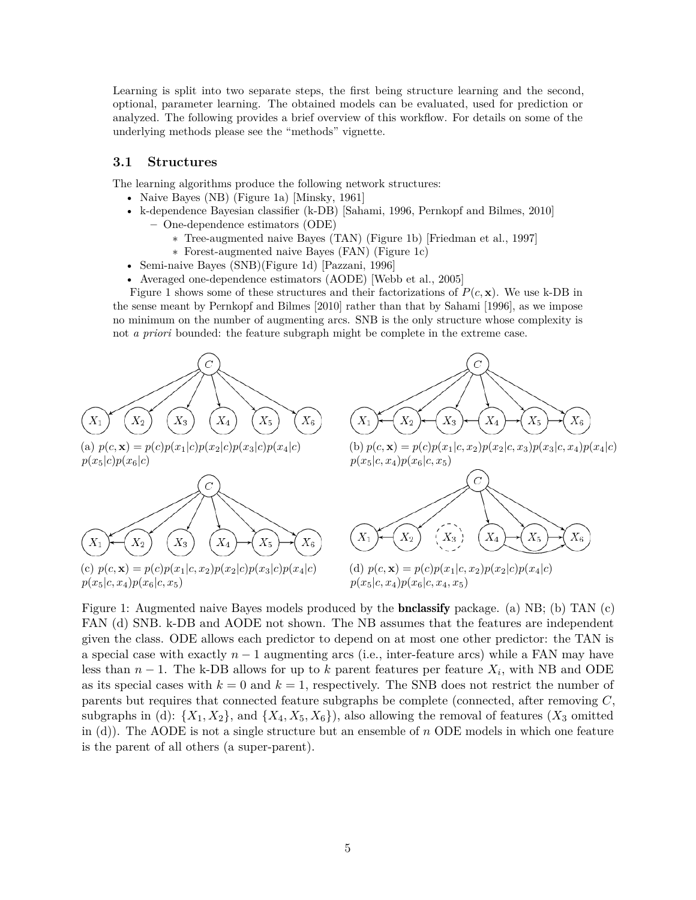Learning is split into two separate steps, the first being structure learning and the second, optional, parameter learning. The obtained models can be evaluated, used for prediction or analyzed. The following provides a brief overview of this workflow. For details on some of the underlying methods please see the "methods" vignette.

### 3.1 Structures

The learning algorithms produce the following network structures:

- Naive Bayes (NB) (Figure 1a) [Minsky, 1961]
- k-dependence Bayesian classifier (k-DB) [Sahami, 1996, Pernkopf and Bilmes, 2010]
  - One-dependence estimators (ODE)
    - Tree-augmented naive Bayes (TAN) (Figure 1b) [Friedman et al., 1997]
    - Forest-augmented naive Bayes (FAN) (Figure 1c)
- Semi-naive Bayes (SNB)(Figure 1d) [Pazzani, 1996]
- Averaged one-dependence estimators (AODE) [Webb et al., 2005]

Figure 1 shows some of these structures and their factorizations of $P(c, \mathbf{x})$. We use k-DB in the sense meant by Pernkopf and Bilmes [2010] rather than that by Sahami [1996], as we impose no minimum on the number of augmenting arcs. SNB is the only structure whose complexity is not *a priori* bounded: the feature subgraph might be complete in the extreme case.

(a) $p(c, \mathbf{x}) = p(c)p(x_1|c)p(x_2|c)p(x_3|c)p(x_4|c)p(x_5|c)p(x_6|c)$

(b) $p(c, \mathbf{x}) = p(c)p(x_1|c, x_2)p(x_2|c, x_3)p(x_3|c, x_4)p(x_4|c)p(x_5|c, x_4)p(x_6|c, x_5)$

(c) $p(c, \mathbf{x}) = p(c)p(x_1|c, x_2)p(x_2|c)p(x_3|c)p(x_4|c)p(x_5|c, x_4)p(x_6|c, x_5)$

(d) $p(c, \mathbf{x}) = p(c)p(x_1|c, x_2)p(x_2|c)p(x_4|c)p(x_5|c, x_4)p(x_6|c, x_4, x_5)$

Figure 1: Augmented naive Bayes models produced by the **bnclassify** package. (a) NB; (b) TAN (c) FAN (d) SNB. k-DB and AODE not shown. The NB assumes that the features are independent given the class. ODE allows each predictor to depend on at most one other predictor: the TAN is a special case with exactly $n - 1$ augmenting arcs (i.e., inter-feature arcs) while a FAN may have less than $n - 1$. The k-DB allows for up to $k$ parent features per feature $X_i$, with NB and ODE as its special cases with $k = 0$ and $k = 1$, respectively. The SNB does not restrict the number of parents but requires that connected feature subgraphs be complete (connected, after removing $C$, subgraphs in (d): $\{X_1, X_2\}$, and $\{X_4, X_5, X_6\}$), also allowing the removal of features ($X_3$ omitted in (d)). The AODE is not a single structure but an ensemble of $n$ ODE models in which one feature is the parent of all others (a super-parent).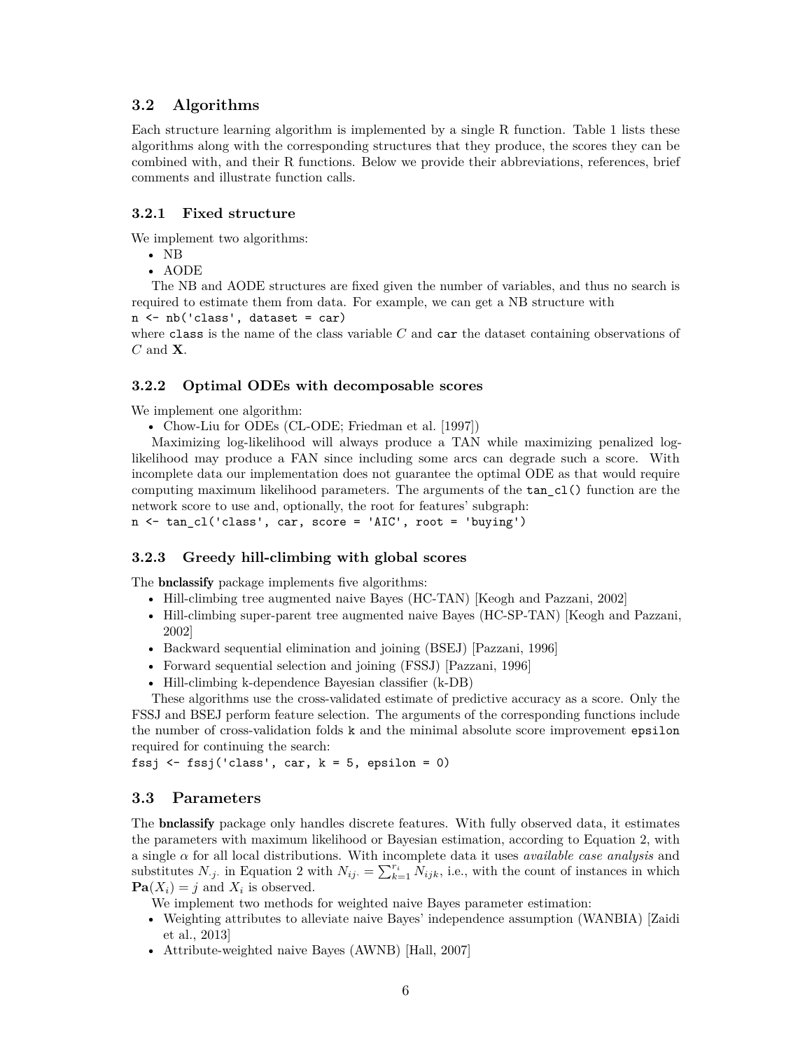## 3.2 Algorithms

Each structure learning algorithm is implemented by a single R function. Table 1 lists these algorithms along with the corresponding structures that they produce, the scores they can be combined with, and their R functions. Below we provide their abbreviations, references, brief comments and illustrate function calls.

### 3.2.1 Fixed structure

We implement two algorithms:

- NB
- AODE

The NB and AODE structures are fixed given the number of variables, and thus no search is required to estimate them from data. For example, we can get a NB structure with

```
n <- nb('class', dataset = car)
```

where `class` is the name of the class variable $C$ and `car` the dataset containing observations of $C$ and $\mathbf{X}$.

### 3.2.2 Optimal ODEs with decomposable scores

We implement one algorithm:

- Chow-Liu for ODEs (CL-ODE; Friedman et al. [1997])

Maximizing log-likelihood will always produce a TAN while maximizing penalized log-likelihood may produce a FAN since including some arcs can degrade such a score. With incomplete data our implementation does not guarantee the optimal ODE as that would require computing maximum likelihood parameters. The arguments of the `tan_cl()` function are the network score to use and, optionally, the root for features' subgraph:

```
n <- tan_cl('class', car, score = 'AIC', root = 'buying')
```

### 3.2.3 Greedy hill-climbing with global scores

The **bnclassify** package implements five algorithms:

- Hill-climbing tree augmented naive Bayes (HC-TAN) [Keogh and Pazzani, 2002]
- Hill-climbing super-parent tree augmented naive Bayes (HC-SP-TAN) [Keogh and Pazzani, 2002]
- Backward sequential elimination and joining (BSEJ) [Pazzani, 1996]
- Forward sequential selection and joining (FSSJ) [Pazzani, 1996]
- Hill-climbing k-dependence Bayesian classifier (k-DB)

These algorithms use the cross-validated estimate of predictive accuracy as a score. Only the FSSJ and BSEJ perform feature selection. The arguments of the corresponding functions include the number of cross-validation folds `k` and the minimal absolute score improvement `epsilon` required for continuing the search:

```
fssj <- fssj('class', car, k = 5, epsilon = 0)
```

## 3.3 Parameters

The **bnclassify** package only handles discrete features. With fully observed data, it estimates the parameters with maximum likelihood or Bayesian estimation, according to Equation 2, with a single $\alpha$ for all local distributions. With incomplete data it uses *available case analysis* and substitutes $N_{\cdot j \cdot}$ in Equation 2 with $N_{ij\cdot} = \sum_{k=1}^{r_i} N_{ijk}$, i.e., with the count of instances in which $\mathbf{Pa}(X_i) = j$ and $X_i$ is observed.

We implement two methods for weighted naive Bayes parameter estimation:

- Weighting attributes to alleviate naive Bayes' independence assumption (WANBIA) [Zaidi et al., 2013]
- Attribute-weighted naive Bayes (AWNB) [Hall, 2007]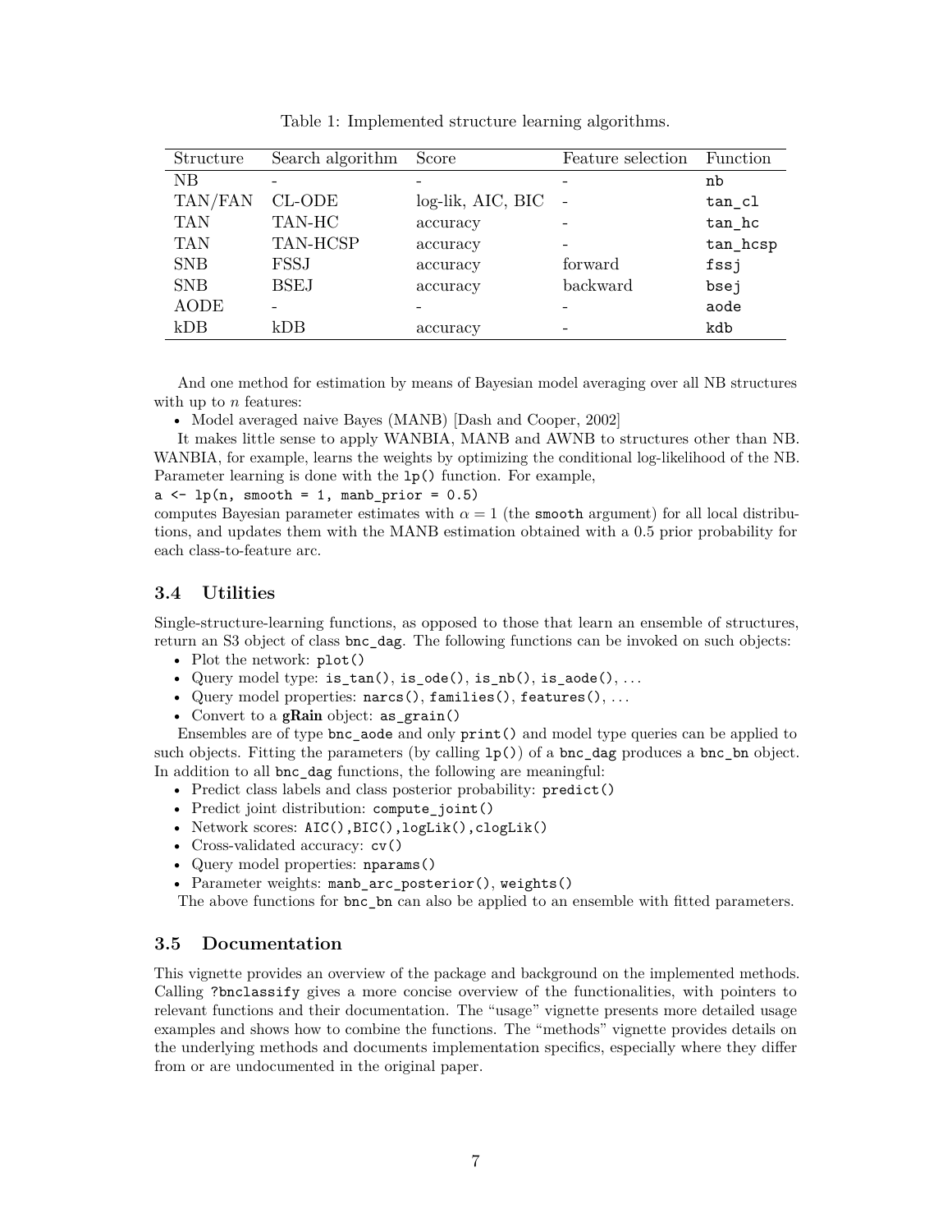Table 1: Implemented structure learning algorithms.

| Structure | Search algorithm | Score | Feature selection | Function |
|---|---|---|---|---|
| NB | - | - | - | `nb` |
| TAN/FAN | CL-ODE | log-lik, AIC, BIC | - | `tan_cl` |
| TAN | TAN-HC | accuracy | - | `tan_hc` |
| TAN | TAN-HCSP | accuracy | - | `tan_hcsp` |
| SNB | FSSJ | accuracy | forward | `fssj` |
| SNB | BSEJ | accuracy | backward | `bsej` |
| AODE | - | - | - | `aode` |
| kDB | kDB | accuracy | - | `kdb` |

And one method for estimation by means of Bayesian model averaging over all NB structures with up to $n$ features:

- Model averaged naive Bayes (MANB) [Dash and Cooper, 2002]

It makes little sense to apply WANBIA, MANB and AWNB to structures other than NB. WANBIA, for example, learns the weights by optimizing the conditional log-likelihood of the NB. Parameter learning is done with the `lp()` function. For example,

```
a <- lp(n, smooth = 1, manb_prior = 0.5)
```

computes Bayesian parameter estimates with $\alpha = 1$ (the `smooth` argument) for all local distributions, and updates them with the MANB estimation obtained with a 0.5 prior probability for each class-to-feature arc.

### 3.4 Utilities

Single-structure-learning functions, as opposed to those that learn an ensemble of structures, return an S3 object of class `bnc_dag`. The following functions can be invoked on such objects:

- Plot the network: `plot()`
- Query model type: `is_tan()`, `is_ode()`, `is_nb()`, `is_aode()`, ...
- Query model properties: `narcs()`, `families()`, `features()`, ...
- Convert to a **gRain** object: `as_grain()`

Ensembles are of type `bnc_aode` and only `print()` and model type queries can be applied to such objects. Fitting the parameters (by calling `lp()`) of a `bnc_dag` produces a `bnc_bn` object. In addition to all `bnc_dag` functions, the following are meaningful:

- Predict class labels and class posterior probability: `predict()`
- Predict joint distribution: `compute_joint()`
- Network scores: `AIC(),BIC(),logLik(),cLogLik()`
- Cross-validated accuracy: `cv()`
- Query model properties: `nparams()`
- Parameter weights: `manb_arc_posterior()`, `weights()`

The above functions for `bnc_bn` can also be applied to an ensemble with fitted parameters.

### 3.5 Documentation

This vignette provides an overview of the package and background on the implemented methods. Calling `?bnclassify` gives a more concise overview of the functionalities, with pointers to relevant functions and their documentation. The "usage" vignette presents more detailed usage examples and shows how to combine the functions. The "methods" vignette provides details on the underlying methods and documents implementation specifics, especially where they differ from or are undocumented in the original paper.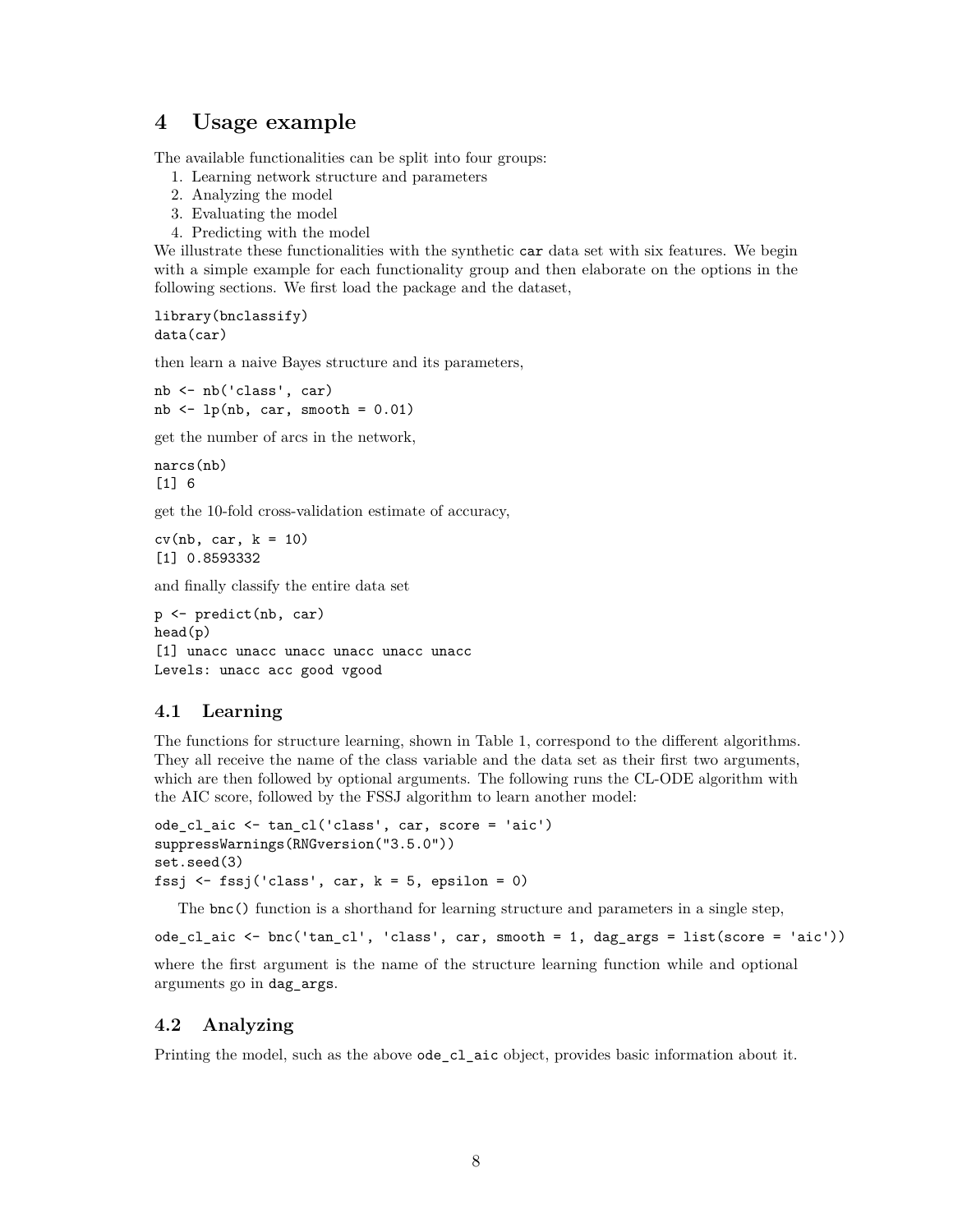# 4 Usage example

The available functionalities can be split into four groups:

1. Learning network structure and parameters
2. Analyzing the model
3. Evaluating the model
4. Predicting with the model

We illustrate these functionalities with the synthetic `car` data set with six features. We begin with a simple example for each functionality group and then elaborate on the options in the following sections. We first load the package and the dataset,

```
library(bnclassify)
data(car)
```

then learn a naive Bayes structure and its parameters,

```
nb <- nb('class', car)
nb <- lp(nb, car, smooth = 0.01)
```

get the number of arcs in the network,

```
narcs(nb)
[1] 6
```

get the 10-fold cross-validation estimate of accuracy,

```
cv(nb, car, k = 10)
[1] 0.8593332
```

and finally classify the entire data set

```
p <- predict(nb, car)
head(p)
[1] unacc unacc unacc unacc unacc unacc
Levels: unacc acc good vgood
```

## 4.1 Learning

The functions for structure learning, shown in Table 1, correspond to the different algorithms. They all receive the name of the class variable and the data set as their first two arguments, which are then followed by optional arguments. The following runs the CL-ODE algorithm with the AIC score, followed by the FSSJ algorithm to learn another model:

```
ode_cl_aic <- tan_cl('class', car, score = 'aic')
suppressWarnings(RNGversion("3.5.0"))
set.seed(3)
fssj <- fssj('class', car, k = 5, epsilon = 0)
```

The `bnc()` function is a shorthand for learning structure and parameters in a single step,

```
ode_cl_aic <- bnc('tan_cl', 'class', car, smooth = 1, dag_args = list(score = 'aic'))
```

where the first argument is the name of the structure learning function while and optional arguments go in `dag_args`.

## 4.2 Analyzing

Printing the model, such as the above `ode_cl_aic` object, provides basic information about it.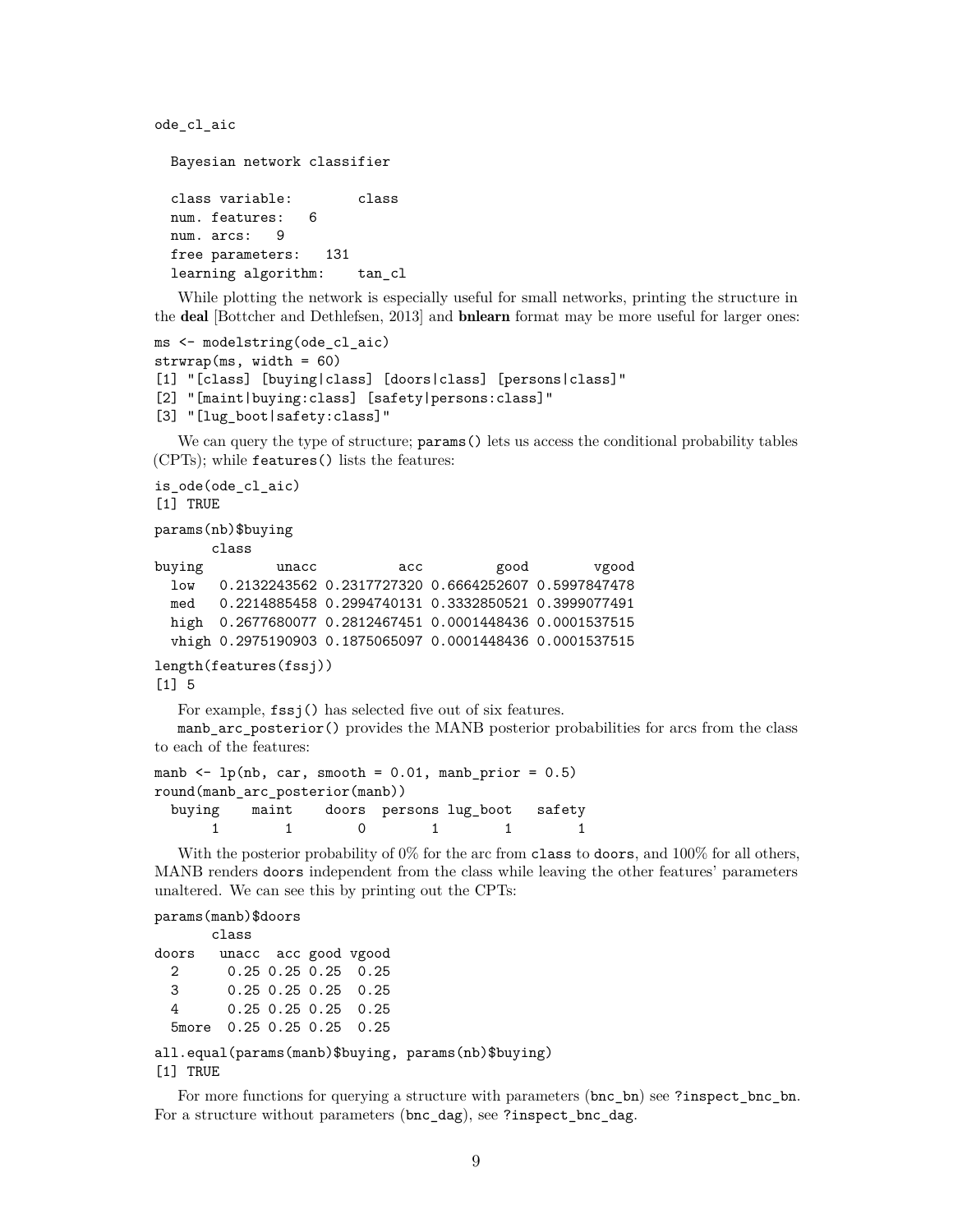```
ode_cl_aic

  Bayesian network classifier

  class variable:        class
  num. features:   6
  num. arcs:   9
  free parameters:   131
  learning algorithm:    tan_cl
```

While plotting the network is especially useful for small networks, printing the structure in the **deal** [Bottcher and Dethlefsen, 2013] and **bnlearn** format may be more useful for larger ones:

```
ms <- modelstring(ode_cl_aic)
strwrap(ms, width = 60)
[1] "[class] [buying|class] [doors|class] [persons|class]"
[2] "[maint|buying:class] [safety|persons:class]"
[3] "[lug_boot|safety:class]"
```

We can query the type of structure; `params()` lets us access the conditional probability tables (CPTs); while `features()` lists the features:

```
is_ode(ode_cl_aic)
[1] TRUE
params(nb)$buying
       class
buying         unacc          acc         good        vgood
  low   0.2132243562 0.2317727320 0.6664252607 0.5997847478
  med   0.2214885458 0.2994740131 0.3332850521 0.3999077491
  high  0.2677680077 0.2812467451 0.0001448436 0.0001537515
  vhigh 0.2975190903 0.1875065097 0.0001448436 0.0001537515
length(features(fssj))
[1] 5
```

For example, `fssj()` has selected five out of six features.

`manb_arc_posterior()` provides the MANB posterior probabilities for arcs from the class to each of the features:

```
manb <- lp(nb, car, smooth = 0.01, manb_prior = 0.5)
round(manb_arc_posterior(manb))
  buying    maint    doors  persons lug_boot   safety
       1        1        0        1        1        1
```

With the posterior probability of 0% for the arc from `class` to `doors`, and 100% for all others, MANB renders `doors` independent from the class while leaving the other features' parameters unaltered. We can see this by printing out the CPTs:

```
params(manb)$doors
       class
doors   unacc  acc good vgood
  2      0.25 0.25 0.25  0.25
  3      0.25 0.25 0.25  0.25
  4      0.25 0.25 0.25  0.25
  5more  0.25 0.25 0.25  0.25
all.equal(params(manb)$buying, params(nb)$buying)
[1] TRUE
```

For more functions for querying a structure with parameters (`bnc_bn`) see `?inspect_bnc_bn`. For a structure without parameters (`bnc_dag`), see `?inspect_bnc_dag`.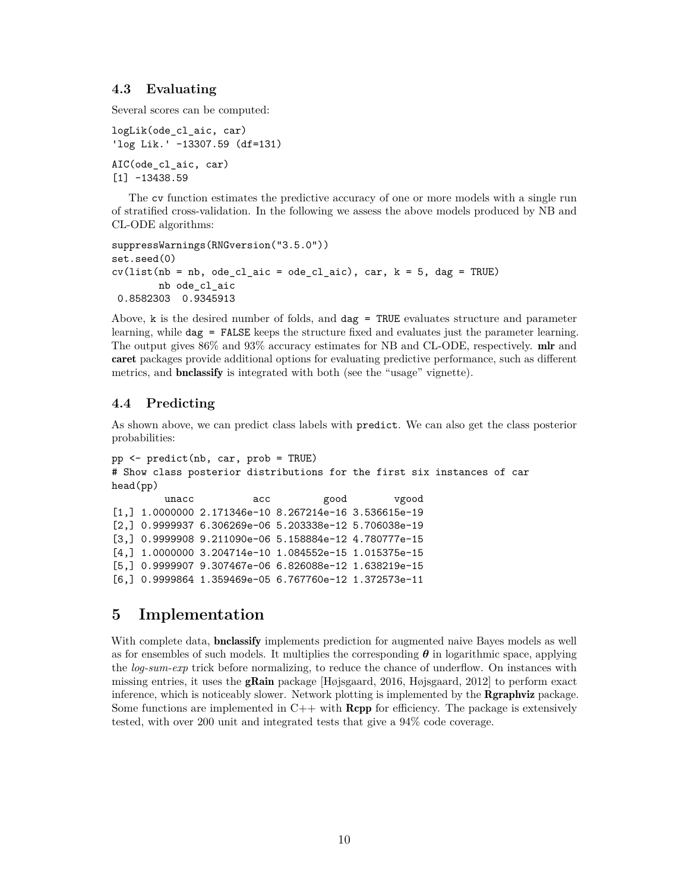### 4.3 Evaluating

Several scores can be computed:

```
logLik(ode_cl_aic, car)
'log Lik.' -13307.59 (df=131)
```

```
AIC(ode_cl_aic, car)
[1] -13438.59
```

The `cv` function estimates the predictive accuracy of one or more models with a single run of stratified cross-validation. In the following we assess the above models produced by NB and CL-ODE algorithms:

```
suppressWarnings(RNGversion("3.5.0"))
set.seed(0)
cv(list(nb = nb, ode_cl_aic = ode_cl_aic), car, k = 5, dag = TRUE)
       nb ode_cl_aic
 0.8582303  0.9345913
```

Above, `k` is the desired number of folds, and `dag = TRUE` evaluates structure and parameter learning, while `dag = FALSE` keeps the structure fixed and evaluates just the parameter learning. The output gives 86% and 93% accuracy estimates for NB and CL-ODE, respectively. **mlr** and **caret** packages provide additional options for evaluating predictive performance, such as different metrics, and **bnclassify** is integrated with both (see the "usage" vignette).

### 4.4 Predicting

As shown above, we can predict class labels with `predict`. We can also get the class posterior probabilities:

```
pp <- predict(nb, car, prob = TRUE)
# Show class posterior distributions for the first six instances of car
head(pp)
         unacc          acc         good        vgood
[1,] 1.0000000 2.171346e-10 8.267214e-16 3.536615e-19
[2,] 0.9999937 6.306269e-06 5.203338e-12 5.706038e-19
[3,] 0.9999908 9.211090e-06 5.158884e-12 4.780777e-15
[4,] 1.0000000 3.204714e-10 1.084552e-15 1.015375e-15
[5,] 0.9999907 9.307467e-06 6.826088e-12 1.638219e-15
[6,] 0.9999864 1.359469e-05 6.767760e-12 1.372573e-11
```

## 5 Implementation

With complete data, **bnclassify** implements prediction for augmented naive Bayes models as well as for ensembles of such models. It multiplies the corresponding $\boldsymbol{\theta}$ in logarithmic space, applying the *log-sum-exp* trick before normalizing, to reduce the chance of underflow. On instances with missing entries, it uses the **gRain** package [Højsgaard, 2016, Højsgaard, 2012] to perform exact inference, which is noticeably slower. Network plotting is implemented by the **Rgraphviz** package. Some functions are implemented in C++ with **Rcpp** for efficiency. The package is extensively tested, with over 200 unit and integrated tests that give a 94% code coverage.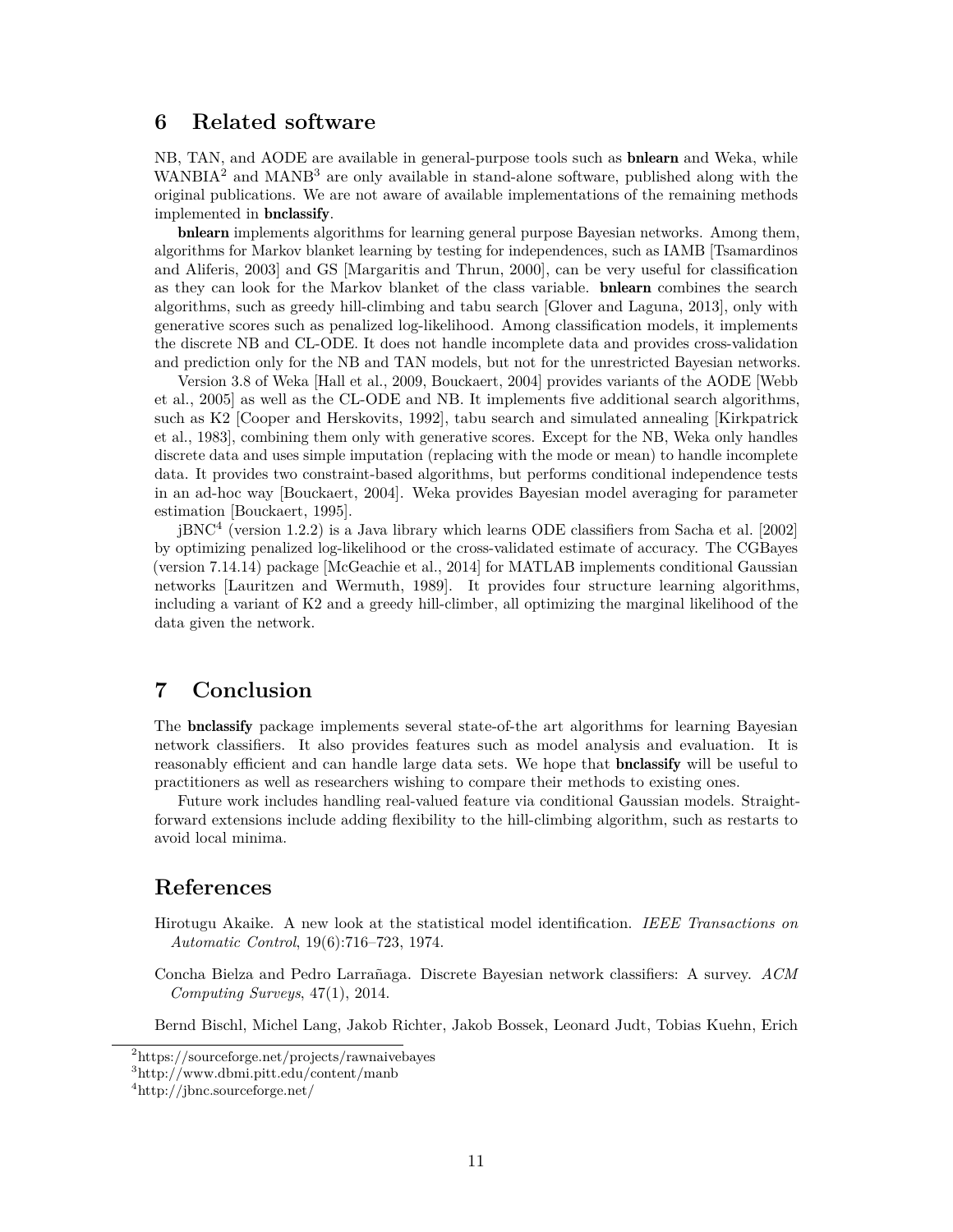# 6 Related software

NB, TAN, and AODE are available in general-purpose tools such as **bnlearn** and Weka, while WANBIA[2] and MANB[3] are only available in stand-alone software, published along with the original publications. We are not aware of available implementations of the remaining methods implemented in **bnclassify**.

**bnlearn** implements algorithms for learning general purpose Bayesian networks. Among them, algorithms for Markov blanket learning by testing for independences, such as IAMB [Tsamardinos and Aliferis, 2003] and GS [Margaritis and Thrun, 2000], can be very useful for classification as they can look for the Markov blanket of the class variable. **bnlearn** combines the search algorithms, such as greedy hill-climbing and tabu search [Glover and Laguna, 2013], only with generative scores such as penalized log-likelihood. Among classification models, it implements the discrete NB and CL-ODE. It does not handle incomplete data and provides cross-validation and prediction only for the NB and TAN models, but not for the unrestricted Bayesian networks.

Version 3.8 of Weka [Hall et al., 2009, Bouckaert, 2004] provides variants of the AODE [Webb et al., 2005] as well as the CL-ODE and NB. It implements five additional search algorithms, such as K2 [Cooper and Herskovits, 1992], tabu search and simulated annealing [Kirkpatrick et al., 1983], combining them only with generative scores. Except for the NB, Weka only handles discrete data and uses simple imputation (replacing with the mode or mean) to handle incomplete data. It provides two constraint-based algorithms, but performs conditional independence tests in an ad-hoc way [Bouckaert, 2004]. Weka provides Bayesian model averaging for parameter estimation [Bouckaert, 1995].

jBNC[4] (version 1.2.2) is a Java library which learns ODE classifiers from Sacha et al. [2002] by optimizing penalized log-likelihood or the cross-validated estimate of accuracy. The CGBayes (version 7.14.14) package [McGeachie et al., 2014] for MATLAB implements conditional Gaussian networks [Lauritzen and Wermuth, 1989]. It provides four structure learning algorithms, including a variant of K2 and a greedy hill-climber, all optimizing the marginal likelihood of the data given the network.

# 7 Conclusion

The **bnclassify** package implements several state-of-the art algorithms for learning Bayesian network classifiers. It also provides features such as model analysis and evaluation. It is reasonably efficient and can handle large data sets. We hope that **bnclassify** will be useful to practitioners as well as researchers wishing to compare their methods to existing ones.

Future work includes handling real-valued feature via conditional Gaussian models. Straightforward extensions include adding flexibility to the hill-climbing algorithm, such as restarts to avoid local minima.

# References

Hirotugu Akaike. A new look at the statistical model identification. *IEEE Transactions on Automatic Control*, 19(6):716–723, 1974.

Concha Bielza and Pedro Larrañaga. Discrete Bayesian network classifiers: A survey. *ACM Computing Surveys*, 47(1), 2014.

Bernd Bischl, Michel Lang, Jakob Richter, Jakob Bossek, Leonard Judt, Tobias Kuehn, Erich

[2] https://sourceforge.net/projects/rawnaivebayes

[3] http://www.dbmi.pitt.edu/content/manb

[4] http://jbnc.sourceforge.net/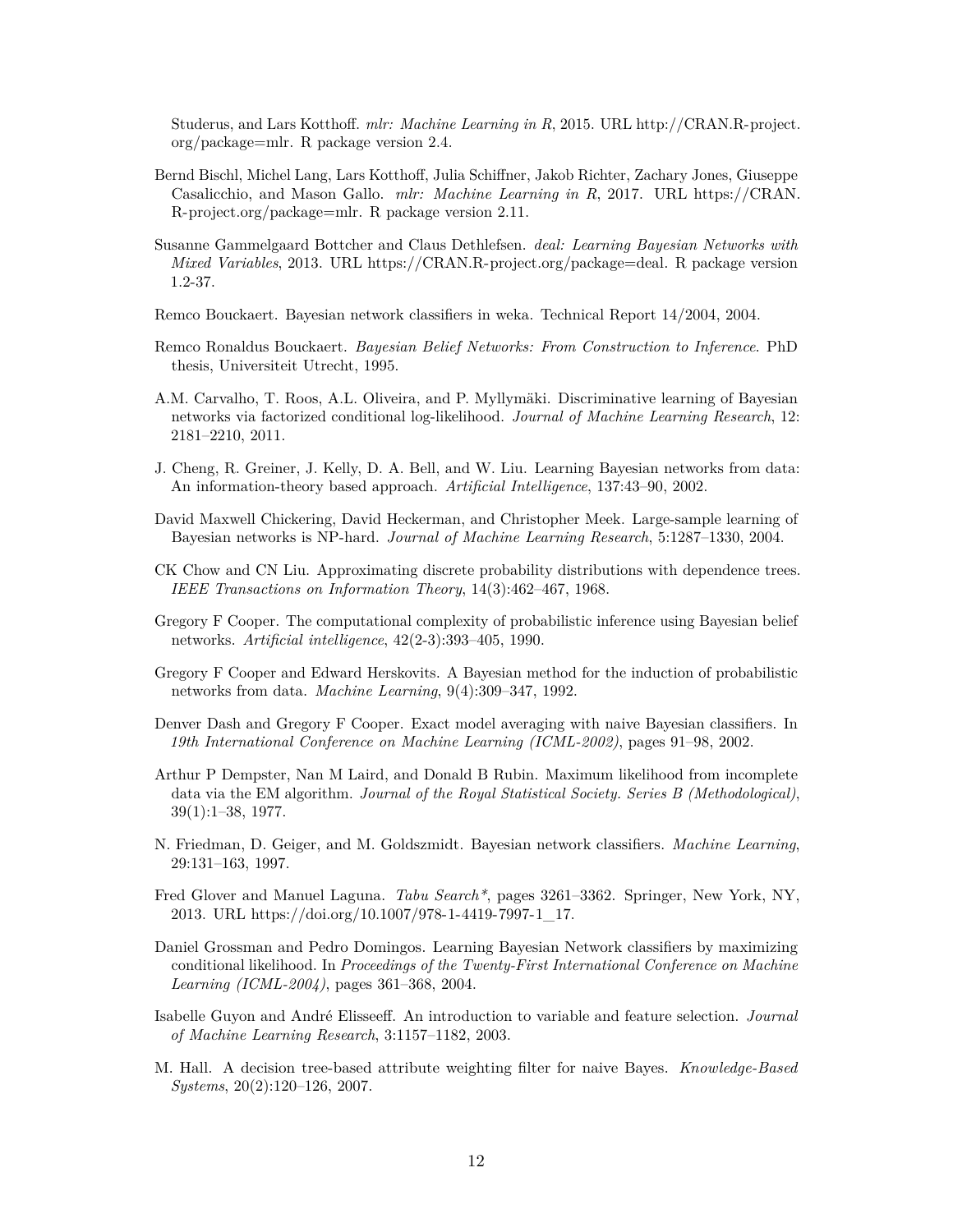Studerus, and Lars Kotthoff. *mlr: Machine Learning in R*, 2015. URL http://CRAN.R-project.org/package=mlr. R package version 2.4.

Bernd Bischl, Michel Lang, Lars Kotthoff, Julia Schiffner, Jakob Richter, Zachary Jones, Giuseppe Casalicchio, and Mason Gallo. *mlr: Machine Learning in R*, 2017. URL https://CRAN.R-project.org/package=mlr. R package version 2.11.

Susanne Gammelgaard Bottcher and Claus Dethlefsen. *deal: Learning Bayesian Networks with Mixed Variables*, 2013. URL https://CRAN.R-project.org/package=deal. R package version 1.2-37.

Remco Bouckaert. Bayesian network classifiers in weka. Technical Report 14/2004, 2004.

Remco Ronaldus Bouckaert. *Bayesian Belief Networks: From Construction to Inference*. PhD thesis, Universiteit Utrecht, 1995.

A.M. Carvalho, T. Roos, A.L. Oliveira, and P. Myllymäki. Discriminative learning of Bayesian networks via factorized conditional log-likelihood. *Journal of Machine Learning Research*, 12: 2181–2210, 2011.

J. Cheng, R. Greiner, J. Kelly, D. A. Bell, and W. Liu. Learning Bayesian networks from data: An information-theory based approach. *Artificial Intelligence*, 137:43–90, 2002.

David Maxwell Chickering, David Heckerman, and Christopher Meek. Large-sample learning of Bayesian networks is NP-hard. *Journal of Machine Learning Research*, 5:1287–1330, 2004.

CK Chow and CN Liu. Approximating discrete probability distributions with dependence trees. *IEEE Transactions on Information Theory*, 14(3):462–467, 1968.

Gregory F Cooper. The computational complexity of probabilistic inference using Bayesian belief networks. *Artificial intelligence*, 42(2-3):393–405, 1990.

Gregory F Cooper and Edward Herskovits. A Bayesian method for the induction of probabilistic networks from data. *Machine Learning*, 9(4):309–347, 1992.

Denver Dash and Gregory F Cooper. Exact model averaging with naive Bayesian classifiers. In *19th International Conference on Machine Learning (ICML-2002)*, pages 91–98, 2002.

Arthur P Dempster, Nan M Laird, and Donald B Rubin. Maximum likelihood from incomplete data via the EM algorithm. *Journal of the Royal Statistical Society. Series B (Methodological)*, 39(1):1–38, 1977.

N. Friedman, D. Geiger, and M. Goldszmidt. Bayesian network classifiers. *Machine Learning*, 29:131–163, 1997.

Fred Glover and Manuel Laguna. *Tabu Search\**, pages 3261–3362. Springer, New York, NY, 2013. URL https://doi.org/10.1007/978-1-4419-7997-1_17.

Daniel Grossman and Pedro Domingos. Learning Bayesian Network classifiers by maximizing conditional likelihood. In *Proceedings of the Twenty-First International Conference on Machine Learning (ICML-2004)*, pages 361–368, 2004.

Isabelle Guyon and André Elisseeff. An introduction to variable and feature selection. *Journal of Machine Learning Research*, 3:1157–1182, 2003.

M. Hall. A decision tree-based attribute weighting filter for naive Bayes. *Knowledge-Based Systems*, 20(2):120–126, 2007.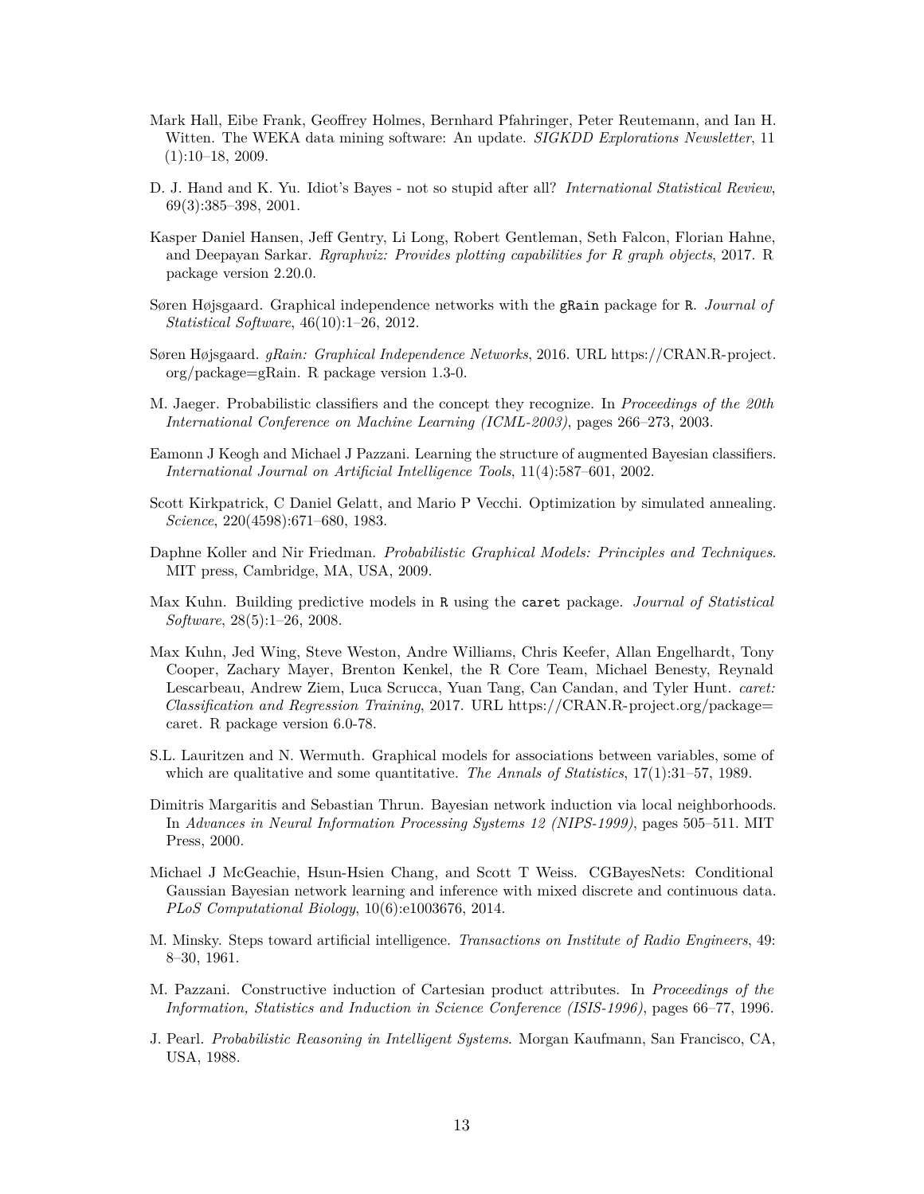Mark Hall, Eibe Frank, Geoffrey Holmes, Bernhard Pfahringer, Peter Reutemann, and Ian H. Witten. The WEKA data mining software: An update. *SIGKDD Explorations Newsletter*, 11 (1):10–18, 2009.

D. J. Hand and K. Yu. Idiot's Bayes - not so stupid after all? *International Statistical Review*, 69(3):385–398, 2001.

Kasper Daniel Hansen, Jeff Gentry, Li Long, Robert Gentleman, Seth Falcon, Florian Hahne, and Deepayan Sarkar. *Rgraphviz: Provides plotting capabilities for R graph objects*, 2017. R package version 2.20.0.

Søren Højsgaard. Graphical independence networks with the `gRain` package for `R`. *Journal of Statistical Software*, 46(10):1–26, 2012.

Søren Højsgaard. *gRain: Graphical Independence Networks*, 2016. URL https://CRAN.R-project.org/package=gRain. R package version 1.3-0.

M. Jaeger. Probabilistic classifiers and the concept they recognize. In *Proceedings of the 20th International Conference on Machine Learning (ICML-2003)*, pages 266–273, 2003.

Eamonn J Keogh and Michael J Pazzani. Learning the structure of augmented Bayesian classifiers. *International Journal on Artificial Intelligence Tools*, 11(4):587–601, 2002.

Scott Kirkpatrick, C Daniel Gelatt, and Mario P Vecchi. Optimization by simulated annealing. *Science*, 220(4598):671–680, 1983.

Daphne Koller and Nir Friedman. *Probabilistic Graphical Models: Principles and Techniques*. MIT press, Cambridge, MA, USA, 2009.

Max Kuhn. Building predictive models in `R` using the `caret` package. *Journal of Statistical Software*, 28(5):1–26, 2008.

Max Kuhn, Jed Wing, Steve Weston, Andre Williams, Chris Keefer, Allan Engelhardt, Tony Cooper, Zachary Mayer, Brenton Kenkel, the R Core Team, Michael Benesty, Reynald Lescarbeau, Andrew Ziem, Luca Scrucca, Yuan Tang, Can Candan, and Tyler Hunt. *caret: Classification and Regression Training*, 2017. URL https://CRAN.R-project.org/package=caret. R package version 6.0-78.

S.L. Lauritzen and N. Wermuth. Graphical models for associations between variables, some of which are qualitative and some quantitative. *The Annals of Statistics*, 17(1):31–57, 1989.

Dimitris Margaritis and Sebastian Thrun. Bayesian network induction via local neighborhoods. In *Advances in Neural Information Processing Systems 12 (NIPS-1999)*, pages 505–511. MIT Press, 2000.

Michael J McGeachie, Hsun-Hsien Chang, and Scott T Weiss. CGBayesNets: Conditional Gaussian Bayesian network learning and inference with mixed discrete and continuous data. *PLoS Computational Biology*, 10(6):e1003676, 2014.

M. Minsky. Steps toward artificial intelligence. *Transactions on Institute of Radio Engineers*, 49: 8–30, 1961.

M. Pazzani. Constructive induction of Cartesian product attributes. In *Proceedings of the Information, Statistics and Induction in Science Conference (ISIS-1996)*, pages 66–77, 1996.

J. Pearl. *Probabilistic Reasoning in Intelligent Systems*. Morgan Kaufmann, San Francisco, CA, USA, 1988.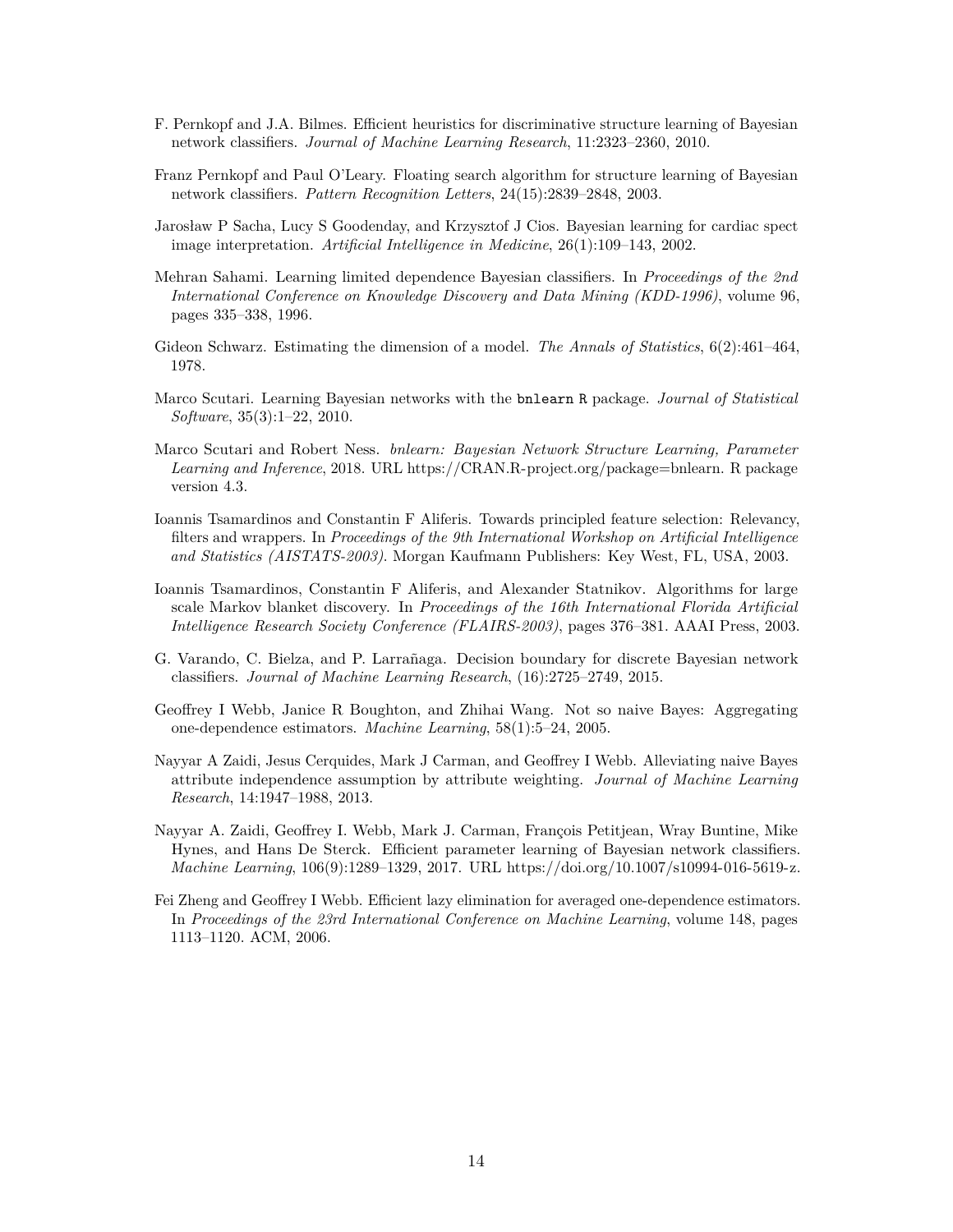F. Pernkopf and J.A. Bilmes. Efficient heuristics for discriminative structure learning of Bayesian network classifiers. *Journal of Machine Learning Research*, 11:2323–2360, 2010.

Franz Pernkopf and Paul O'Leary. Floating search algorithm for structure learning of Bayesian network classifiers. *Pattern Recognition Letters*, 24(15):2839–2848, 2003.

Jarosław P Sacha, Lucy S Goodenday, and Krzysztof J Cios. Bayesian learning for cardiac spect image interpretation. *Artificial Intelligence in Medicine*, 26(1):109–143, 2002.

Mehran Sahami. Learning limited dependence Bayesian classifiers. In *Proceedings of the 2nd International Conference on Knowledge Discovery and Data Mining (KDD-1996)*, volume 96, pages 335–338, 1996.

Gideon Schwarz. Estimating the dimension of a model. *The Annals of Statistics*, 6(2):461–464, 1978.

Marco Scutari. Learning Bayesian networks with the `bnlearn` R package. *Journal of Statistical Software*, 35(3):1–22, 2010.

Marco Scutari and Robert Ness. *bnlearn: Bayesian Network Structure Learning, Parameter Learning and Inference*, 2018. URL https://CRAN.R-project.org/package=bnlearn. R package version 4.3.

Ioannis Tsamardinos and Constantin F Aliferis. Towards principled feature selection: Relevancy, filters and wrappers. In *Proceedings of the 9th International Workshop on Artificial Intelligence and Statistics (AISTATS-2003)*. Morgan Kaufmann Publishers: Key West, FL, USA, 2003.

Ioannis Tsamardinos, Constantin F Aliferis, and Alexander Statnikov. Algorithms for large scale Markov blanket discovery. In *Proceedings of the 16th International Florida Artificial Intelligence Research Society Conference (FLAIRS-2003)*, pages 376–381. AAAI Press, 2003.

G. Varando, C. Bielza, and P. Larrañaga. Decision boundary for discrete Bayesian network classifiers. *Journal of Machine Learning Research*, (16):2725–2749, 2015.

Geoffrey I Webb, Janice R Boughton, and Zhihai Wang. Not so naive Bayes: Aggregating one-dependence estimators. *Machine Learning*, 58(1):5–24, 2005.

Nayyar A Zaidi, Jesus Cerquides, Mark J Carman, and Geoffrey I Webb. Alleviating naive Bayes attribute independence assumption by attribute weighting. *Journal of Machine Learning Research*, 14:1947–1988, 2013.

Nayyar A. Zaidi, Geoffrey I. Webb, Mark J. Carman, François Petitjean, Wray Buntine, Mike Hynes, and Hans De Sterck. Efficient parameter learning of Bayesian network classifiers. *Machine Learning*, 106(9):1289–1329, 2017. URL https://doi.org/10.1007/s10994-016-5619-z.

Fei Zheng and Geoffrey I Webb. Efficient lazy elimination for averaged one-dependence estimators. In *Proceedings of the 23rd International Conference on Machine Learning*, volume 148, pages 1113–1120. ACM, 2006.